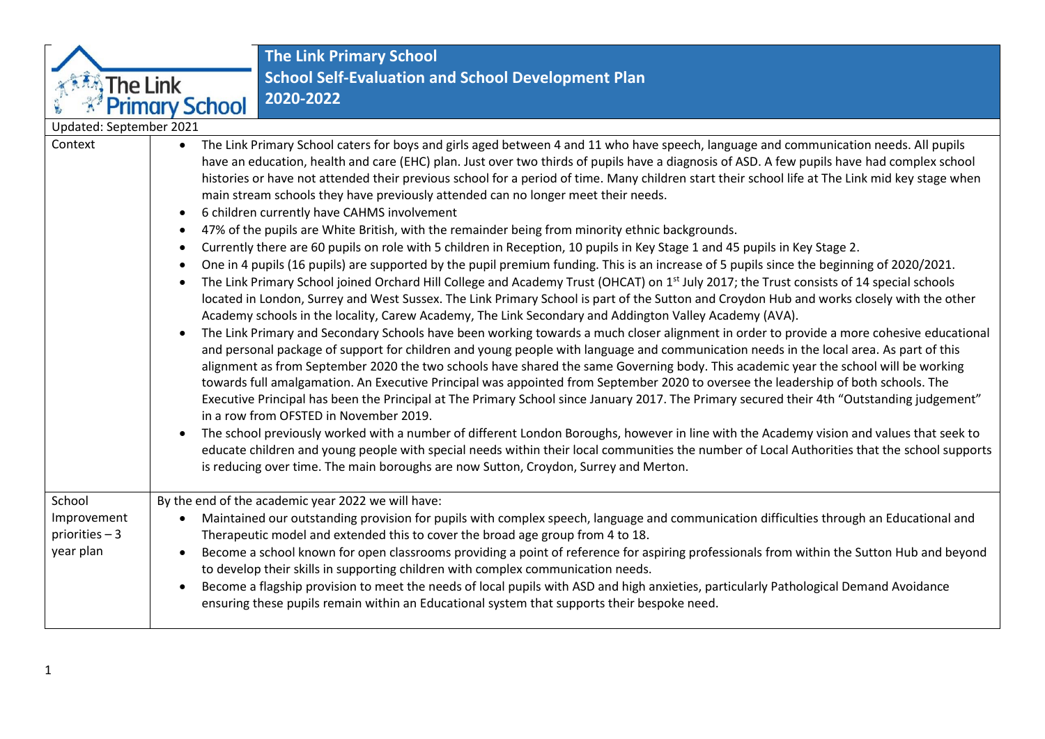# The Link Primary School
## School Self-Evaluation and School Development Plan
## 2020-2022

Updated: September 2021

| | |
|---|---|
| Context | • The Link Primary School caters for boys and girls aged between 4 and 11 who have speech, language and communication needs. All pupils have an education, health and care (EHC) plan. Just over two thirds of pupils have a diagnosis of ASD. A few pupils have had complex school histories or have not attended their previous school for a period of time. Many children start their school life at The Link mid key stage when main stream schools they have previously attended can no longer meet their needs.<br>• 6 children currently have CAHMS involvement<br>• 47% of the pupils are White British, with the remainder being from minority ethnic backgrounds.<br>• Currently there are 60 pupils on role with 5 children in Reception, 10 pupils in Key Stage 1 and 45 pupils in Key Stage 2.<br>• One in 4 pupils (16 pupils) are supported by the pupil premium funding. This is an increase of 5 pupils since the beginning of 2020/2021.<br>• The Link Primary School joined Orchard Hill College and Academy Trust (OHCAT) on 1st July 2017; the Trust consists of 14 special schools located in London, Surrey and West Sussex. The Link Primary School is part of the Sutton and Croydon Hub and works closely with the other Academy schools in the locality, Carew Academy, The Link Secondary and Addington Valley Academy (AVA).<br>• The Link Primary and Secondary Schools have been working towards a much closer alignment in order to provide a more cohesive educational and personal package of support for children and young people with language and communication needs in the local area. As part of this alignment as from September 2020 the two schools have shared the same Governing body. This academic year the school will be working towards full amalgamation. An Executive Principal was appointed from September 2020 to oversee the leadership of both schools. The Executive Principal has been the Principal at The Primary School since January 2017. The Primary secured their 4th "Outstanding judgement" in a row from OFSTED in November 2019.<br>• The school previously worked with a number of different London Boroughs, however in line with the Academy vision and values that seek to educate children and young people with special needs within their local communities the number of Local Authorities that the school supports is reducing over time. The main boroughs are now Sutton, Croydon, Surrey and Merton. |
| School Improvement priorities – 3 year plan | By the end of the academic year 2022 we will have:<br>• Maintained our outstanding provision for pupils with complex speech, language and communication difficulties through an Educational and Therapeutic model and extended this to cover the broad age group from 4 to 18.<br>• Become a school known for open classrooms providing a point of reference for aspiring professionals from within the Sutton Hub and beyond to develop their skills in supporting children with complex communication needs.<br>• Become a flagship provision to meet the needs of local pupils with ASD and high anxieties, particularly Pathological Demand Avoidance ensuring these pupils remain within an Educational system that supports their bespoke need. |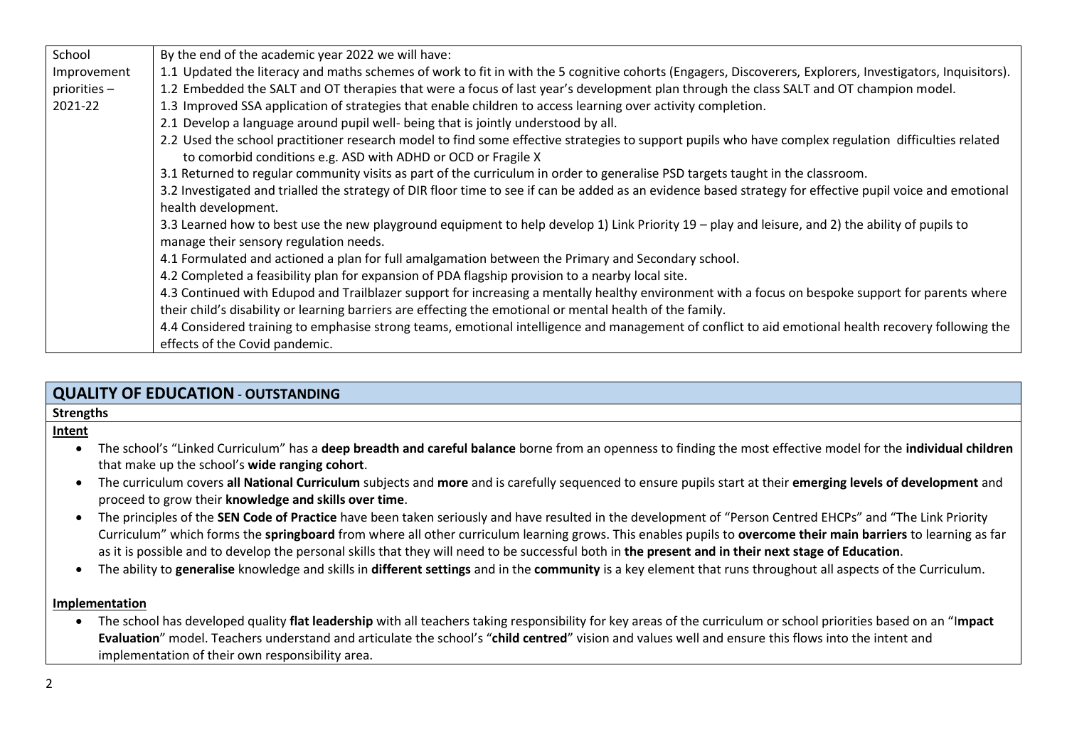| School Improvement priorities – 2021-22 | By the end of the academic year 2022 we will have:<br>1.1 Updated the literacy and maths schemes of work to fit in with the 5 cognitive cohorts (Engagers, Discoverers, Explorers, Investigators, Inquisitors).<br>1.2 Embedded the SALT and OT therapies that were a focus of last year's development plan through the class SALT and OT champion model.<br>1.3 Improved SSA application of strategies that enable children to access learning over activity completion.<br>2.1 Develop a language around pupil well- being that is jointly understood by all.<br>2.2 Used the school practitioner research model to find some effective strategies to support pupils who have complex regulation difficulties related to comorbid conditions e.g. ASD with ADHD or OCD or Fragile X<br>3.1 Returned to regular community visits as part of the curriculum in order to generalise PSD targets taught in the classroom.<br>3.2 Investigated and trialled the strategy of DIR floor time to see if can be added as an evidence based strategy for effective pupil voice and emotional health development.<br>3.3 Learned how to best use the new playground equipment to help develop 1) Link Priority 19 – play and leisure, and 2) the ability of pupils to manage their sensory regulation needs.<br>4.1 Formulated and actioned a plan for full amalgamation between the Primary and Secondary school.<br>4.2 Completed a feasibility plan for expansion of PDA flagship provision to a nearby local site.<br>4.3 Continued with Edupod and Trailblazer support for increasing a mentally healthy environment with a focus on bespoke support for parents where their child's disability or learning barriers are effecting the emotional or mental health of the family.<br>4.4 Considered training to emphasise strong teams, emotional intelligence and management of conflict to aid emotional health recovery following the effects of the Covid pandemic. |
|---|---|

## QUALITY OF EDUCATION - OUTSTANDING

**Strengths**

**Intent**

- The school's "Linked Curriculum" has a **deep breadth and careful balance** borne from an openness to finding the most effective model for the **individual children** that make up the school's **wide ranging cohort**.
- The curriculum covers **all National Curriculum** subjects and **more** and is carefully sequenced to ensure pupils start at their **emerging levels of development** and proceed to grow their **knowledge and skills over time**.
- The principles of the **SEN Code of Practice** have been taken seriously and have resulted in the development of "Person Centred EHCPs" and "The Link Priority Curriculum" which forms the **springboard** from where all other curriculum learning grows. This enables pupils to **overcome their main barriers** to learning as far as it is possible and to develop the personal skills that they will need to be successful both in **the present and in their next stage of Education**.
- The ability to **generalise** knowledge and skills in **different settings** and in the **community** is a key element that runs throughout all aspects of the Curriculum.

**Implementation**

- The school has developed quality **flat leadership** with all teachers taking responsibility for key areas of the curriculum or school priorities based on an "**Impact Evaluation**" model. Teachers understand and articulate the school's "**child centred**" vision and values well and ensure this flows into the intent and implementation of their own responsibility area.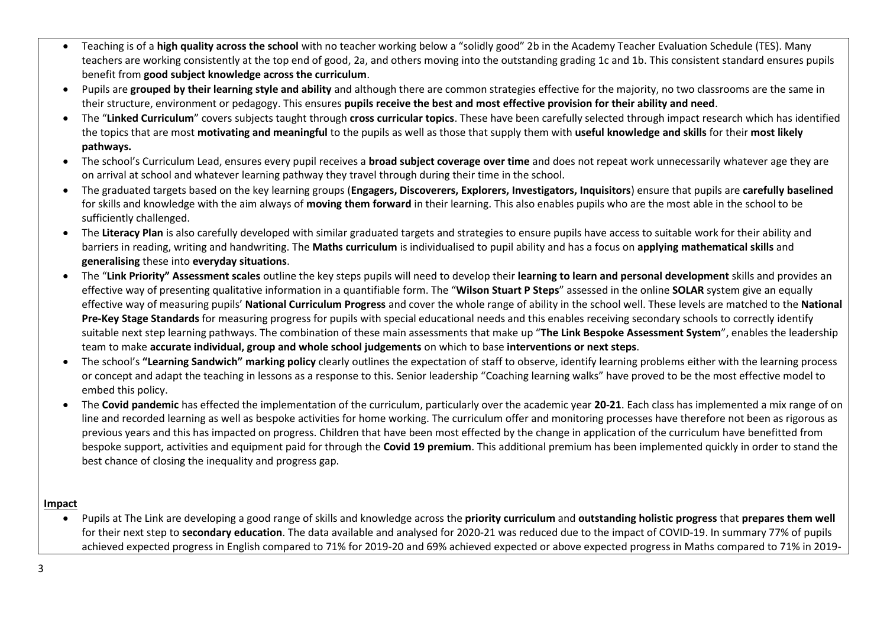- Teaching is of a **high quality across the school** with no teacher working below a "solidly good" 2b in the Academy Teacher Evaluation Schedule (TES). Many teachers are working consistently at the top end of good, 2a, and others moving into the outstanding grading 1c and 1b. This consistent standard ensures pupils benefit from **good subject knowledge across the curriculum**.
- Pupils are **grouped by their learning style and ability** and although there are common strategies effective for the majority, no two classrooms are the same in their structure, environment or pedagogy. This ensures **pupils receive the best and most effective provision for their ability and need**.
- The "**Linked Curriculum**" covers subjects taught through **cross curricular topics**. These have been carefully selected through impact research which has identified the topics that are most **motivating and meaningful** to the pupils as well as those that supply them with **useful knowledge and skills** for their **most likely pathways.**
- The school's Curriculum Lead, ensures every pupil receives a **broad subject coverage over time** and does not repeat work unnecessarily whatever age they are on arrival at school and whatever learning pathway they travel through during their time in the school.
- The graduated targets based on the key learning groups (**Engagers, Discoverers, Explorers, Investigators, Inquisitors**) ensure that pupils are **carefully baselined** for skills and knowledge with the aim always of **moving them forward** in their learning. This also enables pupils who are the most able in the school to be sufficiently challenged.
- The **Literacy Plan** is also carefully developed with similar graduated targets and strategies to ensure pupils have access to suitable work for their ability and barriers in reading, writing and handwriting. The **Maths curriculum** is individualised to pupil ability and has a focus on **applying mathematical skills** and **generalising** these into **everyday situations**.
- The "**Link Priority" Assessment scales** outline the key steps pupils will need to develop their **learning to learn and personal development** skills and provides an effective way of presenting qualitative information in a quantifiable form. The "**Wilson Stuart P Steps**" assessed in the online **SOLAR** system give an equally effective way of measuring pupils' **National Curriculum Progress** and cover the whole range of ability in the school well. These levels are matched to the **National Pre-Key Stage Standards** for measuring progress for pupils with special educational needs and this enables receiving secondary schools to correctly identify suitable next step learning pathways. The combination of these main assessments that make up "**The Link Bespoke Assessment System**", enables the leadership team to make **accurate individual, group and whole school judgements** on which to base **interventions or next steps**.
- The school's **"Learning Sandwich" marking policy** clearly outlines the expectation of staff to observe, identify learning problems either with the learning process or concept and adapt the teaching in lessons as a response to this. Senior leadership "Coaching learning walks" have proved to be the most effective model to embed this policy.
- The **Covid pandemic** has effected the implementation of the curriculum, particularly over the academic year **20-21**. Each class has implemented a mix range of on line and recorded learning as well as bespoke activities for home working. The curriculum offer and monitoring processes have therefore not been as rigorous as previous years and this has impacted on progress. Children that have been most effected by the change in application of the curriculum have benefitted from bespoke support, activities and equipment paid for through the **Covid 19 premium**. This additional premium has been implemented quickly in order to stand the best chance of closing the inequality and progress gap.

**Impact**

- Pupils at The Link are developing a good range of skills and knowledge across the **priority curriculum** and **outstanding holistic progress** that **prepares them well** for their next step to **secondary education**. The data available and analysed for 2020-21 was reduced due to the impact of COVID-19. In summary 77% of pupils achieved expected progress in English compared to 71% for 2019-20 and 69% achieved expected or above expected progress in Maths compared to 71% in 2019-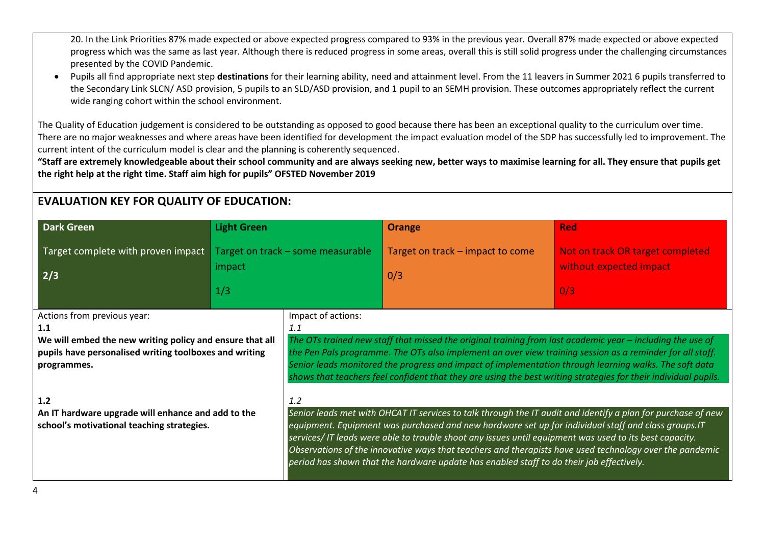20. In the Link Priorities 87% made expected or above expected progress compared to 93% in the previous year. Overall 87% made expected or above expected progress which was the same as last year. Although there is reduced progress in some areas, overall this is still solid progress under the challenging circumstances presented by the COVID Pandemic.

- Pupils all find appropriate next step **destinations** for their learning ability, need and attainment level. From the 11 leavers in Summer 2021 6 pupils transferred to the Secondary Link SLCN/ ASD provision, 5 pupils to an SLD/ASD provision, and 1 pupil to an SEMH provision. These outcomes appropriately reflect the current wide ranging cohort within the school environment.

The Quality of Education judgement is considered to be outstanding as opposed to good because there has been an exceptional quality to the curriculum over time. There are no major weaknesses and where areas have been identified for development the impact evaluation model of the SDP has successfully led to improvement. The current intent of the curriculum model is clear and the planning is coherently sequenced.

**"Staff are extremely knowledgeable about their school community and are always seeking new, better ways to maximise learning for all. They ensure that pupils get the right help at the right time. Staff aim high for pupils" OFSTED November 2019**

## EVALUATION KEY FOR QUALITY OF EDUCATION:

| Dark Green | Light Green | Orange | Red |
|---|---|---|---|
| Target complete with proven impact<br>2/3 | Target on track – some measurable impact<br>1/3 | Target on track – impact to come<br>0/3 | Not on track OR target completed without expected impact<br>0/3 |

| Actions from previous year: | Impact of actions: |
|---|---|
| **1.1**<br>**We will embed the new writing policy and ensure that all pupils have personalised writing toolboxes and writing programmes.** | *1.1*<br>*The OTs trained new staff that missed the original training from last academic year – including the use of the Pen Pals programme. The OTs also implement an over view training session as a reminder for all staff. Senior leads monitored the progress and impact of implementation through learning walks. The soft data shows that teachers feel confident that they are using the best writing strategies for their individual pupils.* |
| **1.2**<br>**An IT hardware upgrade will enhance and add to the school's motivational teaching strategies.** | *1.2*<br>*Senior leads met with OHCAT IT services to talk through the IT audit and identify a plan for purchase of new equipment. Equipment was purchased and new hardware set up for individual staff and class groups.IT services/ IT leads were able to trouble shoot any issues until equipment was used to its best capacity. Observations of the innovative ways that teachers and therapists have used technology over the pandemic period has shown that the hardware update has enabled staff to do their job effectively.* |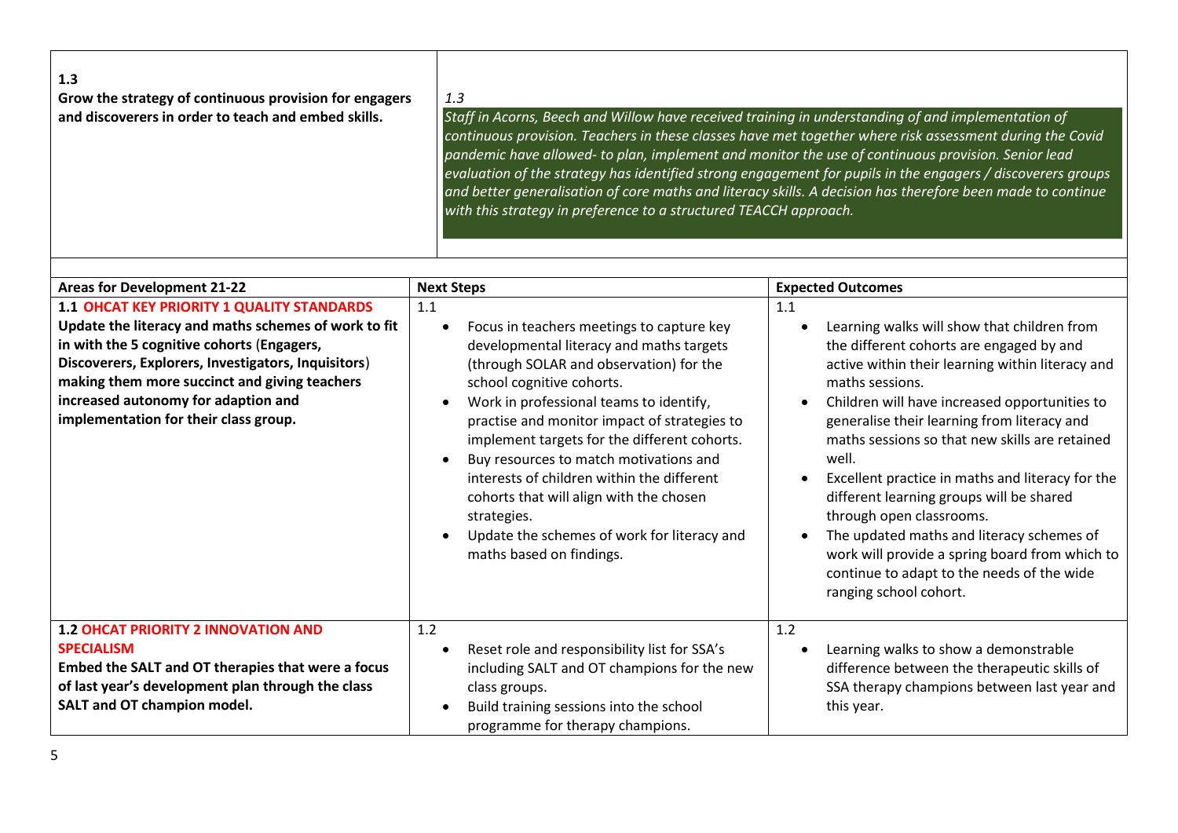| | |
|---|---|
| **1.3**<br>**Grow the strategy of continuous provision for engagers and discoverers in order to teach and embed skills.** | *1.3*<br>*Staff in Acorns, Beech and Willow have received training in understanding of and implementation of continuous provision. Teachers in these classes have met together where risk assessment during the Covid pandemic have allowed- to plan, implement and monitor the use of continuous provision. Senior lead evaluation of the strategy has identified strong engagement for pupils in the engagers / discoverers groups and better generalisation of core maths and literacy skills. A decision has therefore been made to continue with this strategy in preference to a structured TEACCH approach.* |

| Areas for Development 21-22 | Next Steps | Expected Outcomes |
|---|---|---|
| **1.1 OHCAT KEY PRIORITY 1 QUALITY STANDARDS**<br>**Update the literacy and maths schemes of work to fit in with the 5 cognitive cohorts (Engagers, Discoverers, Explorers, Investigators, Inquisitors) making them more succinct and giving teachers increased autonomy for adaption and implementation for their class group.** | 1.1<br>• Focus in teachers meetings to capture key developmental literacy and maths targets (through SOLAR and observation) for the school cognitive cohorts.<br>• Work in professional teams to identify, practise and monitor impact of strategies to implement targets for the different cohorts.<br>• Buy resources to match motivations and interests of children within the different cohorts that will align with the chosen strategies.<br>• Update the schemes of work for literacy and maths based on findings. | 1.1<br>• Learning walks will show that children from the different cohorts are engaged by and active within their learning within literacy and maths sessions.<br>• Children will have increased opportunities to generalise their learning from literacy and maths sessions so that new skills are retained well.<br>• Excellent practice in maths and literacy for the different learning groups will be shared through open classrooms.<br>• The updated maths and literacy schemes of work will provide a spring board from which to continue to adapt to the needs of the wide ranging school cohort. |
| **1.2 OHCAT PRIORITY 2 INNOVATION AND SPECIALISM**<br>**Embed the SALT and OT therapies that were a focus of last year's development plan through the class SALT and OT champion model.** | 1.2<br>• Reset role and responsibility list for SSA's including SALT and OT champions for the new class groups.<br>• Build training sessions into the school programme for therapy champions. | 1.2<br>• Learning walks to show a demonstrable difference between the therapeutic skills of SSA therapy champions between last year and this year. |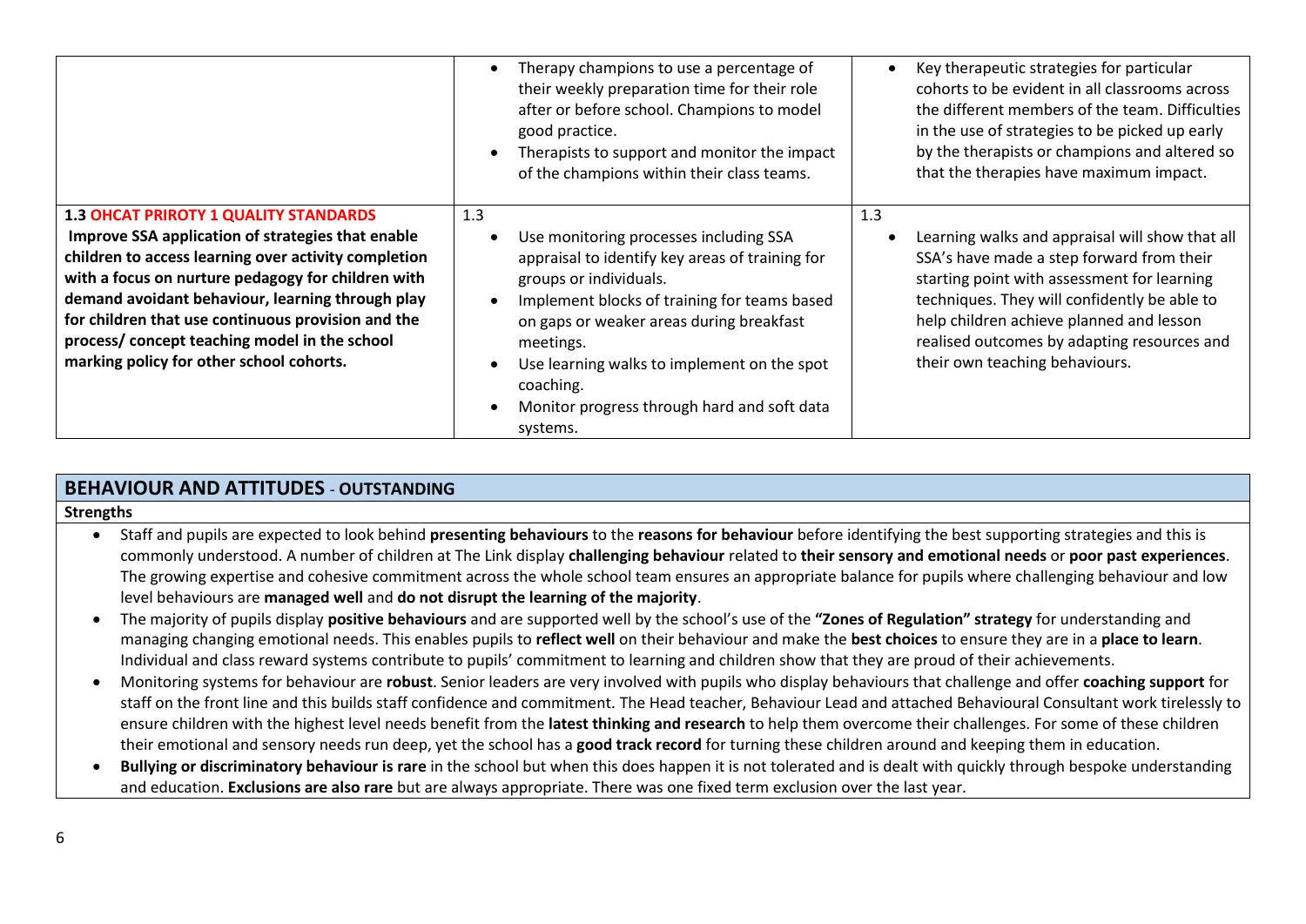| | | |
|---|---|---|
| | • Therapy champions to use a percentage of their weekly preparation time for their role after or before school. Champions to model good practice.<br>• Therapists to support and monitor the impact of the champions within their class teams. | • Key therapeutic strategies for particular cohorts to be evident in all classrooms across the different members of the team. Difficulties in the use of strategies to be picked up early by the therapists or champions and altered so that the therapies have maximum impact. |
| **1.3 OHCAT PRIROTY 1 QUALITY STANDARDS**<br>**Improve SSA application of strategies that enable children to access learning over activity completion with a focus on nurture pedagogy for children with demand avoidant behaviour, learning through play for children that use continuous provision and the process/ concept teaching model in the school marking policy for other school cohorts.** | 1.3<br>• Use monitoring processes including SSA appraisal to identify key areas of training for groups or individuals.<br>• Implement blocks of training for teams based on gaps or weaker areas during breakfast meetings.<br>• Use learning walks to implement on the spot coaching.<br>• Monitor progress through hard and soft data systems. | 1.3<br>• Learning walks and appraisal will show that all SSA's have made a step forward from their starting point with assessment for learning techniques. They will confidently be able to help children achieve planned and lesson realised outcomes by adapting resources and their own teaching behaviours. |

## BEHAVIOUR AND ATTITUDES - OUTSTANDING

**Strengths**

- Staff and pupils are expected to look behind **presenting behaviours** to the **reasons for behaviour** before identifying the best supporting strategies and this is commonly understood. A number of children at The Link display **challenging behaviour** related to **their sensory and emotional needs** or **poor past experiences**. The growing expertise and cohesive commitment across the whole school team ensures an appropriate balance for pupils where challenging behaviour and low level behaviours are **managed well** and **do not disrupt the learning of the majority**.
- The majority of pupils display **positive behaviours** and are supported well by the school's use of the **"Zones of Regulation" strategy** for understanding and managing changing emotional needs. This enables pupils to **reflect well** on their behaviour and make the **best choices** to ensure they are in a **place to learn**. Individual and class reward systems contribute to pupils' commitment to learning and children show that they are proud of their achievements.
- Monitoring systems for behaviour are **robust**. Senior leaders are very involved with pupils who display behaviours that challenge and offer **coaching support** for staff on the front line and this builds staff confidence and commitment. The Head teacher, Behaviour Lead and attached Behavioural Consultant work tirelessly to ensure children with the highest level needs benefit from the **latest thinking and research** to help them overcome their challenges. For some of these children their emotional and sensory needs run deep, yet the school has a **good track record** for turning these children around and keeping them in education.
- **Bullying or discriminatory behaviour is rare** in the school but when this does happen it is not tolerated and is dealt with quickly through bespoke understanding and education. **Exclusions are also rare** but are always appropriate. There was one fixed term exclusion over the last year.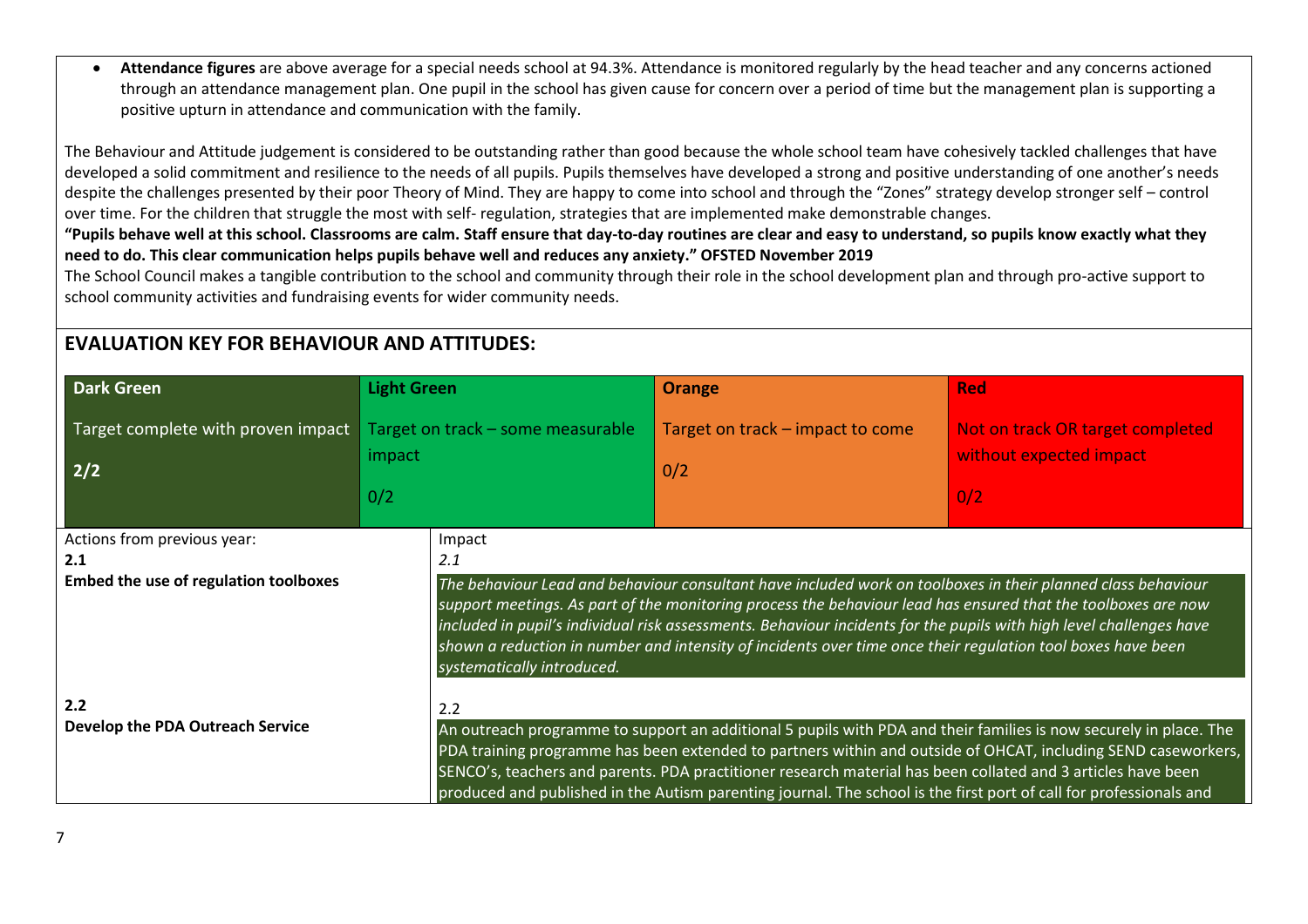- **Attendance figures** are above average for a special needs school at 94.3%. Attendance is monitored regularly by the head teacher and any concerns actioned through an attendance management plan. One pupil in the school has given cause for concern over a period of time but the management plan is supporting a positive upturn in attendance and communication with the family.

The Behaviour and Attitude judgement is considered to be outstanding rather than good because the whole school team have cohesively tackled challenges that have developed a solid commitment and resilience to the needs of all pupils. Pupils themselves have developed a strong and positive understanding of one another's needs despite the challenges presented by their poor Theory of Mind. They are happy to come into school and through the "Zones" strategy develop stronger self – control over time. For the children that struggle the most with self- regulation, strategies that are implemented make demonstrable changes.

**"Pupils behave well at this school. Classrooms are calm. Staff ensure that day-to-day routines are clear and easy to understand, so pupils know exactly what they need to do. This clear communication helps pupils behave well and reduces any anxiety." OFSTED November 2019**

The School Council makes a tangible contribution to the school and community through their role in the school development plan and through pro-active support to school community activities and fundraising events for wider community needs.

## EVALUATION KEY FOR BEHAVIOUR AND ATTITUDES:

| Dark Green | Light Green | Orange | Red |
|---|---|---|---|
| Target complete with proven impact **2/2** | Target on track – some measurable impact 0/2 | Target on track – impact to come 0/2 | Not on track OR target completed without expected impact 0/2 |

| Actions from previous year: | Impact |
|---|---|
| **2.1** **Embed the use of regulation toolboxes** | *2.1* *The behaviour Lead and behaviour consultant have included work on toolboxes in their planned class behaviour support meetings. As part of the monitoring process the behaviour lead has ensured that the toolboxes are now included in pupil's individual risk assessments. Behaviour incidents for the pupils with high level challenges have shown a reduction in number and intensity of incidents over time once their regulation tool boxes have been systematically introduced.* |
| **2.2** **Develop the PDA Outreach Service** | 2.2 An outreach programme to support an additional 5 pupils with PDA and their families is now securely in place. The PDA training programme has been extended to partners within and outside of OHCAT, including SEND caseworkers, SENCO's, teachers and parents. PDA practitioner research material has been collated and 3 articles have been produced and published in the Autism parenting journal. The school is the first port of call for professionals and |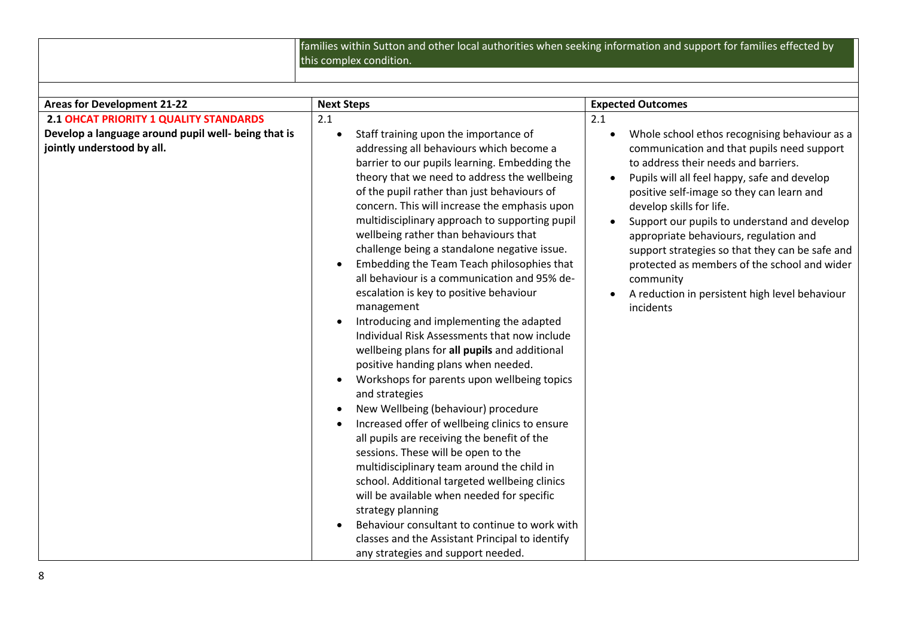| | |
|---|---|
| | families within Sutton and other local authorities when seeking information and support for families effected by this complex condition. |

| Areas for Development 21-22 | Next Steps | Expected Outcomes |
|---|---|---|
| **2.1 OHCAT PRIORITY 1 QUALITY STANDARDS**<br>**Develop a language around pupil well- being that is jointly understood by all.** | 2.1<br>• Staff training upon the importance of addressing all behaviours which become a barrier to our pupils learning. Embedding the theory that we need to address the wellbeing of the pupil rather than just behaviours of concern. This will increase the emphasis upon multidisciplinary approach to supporting pupil wellbeing rather than behaviours that challenge being a standalone negative issue.<br>• Embedding the Team Teach philosophies that all behaviour is a communication and 95% de-escalation is key to positive behaviour management<br>• Introducing and implementing the adapted Individual Risk Assessments that now include wellbeing plans for **all pupils** and additional positive handing plans when needed.<br>• Workshops for parents upon wellbeing topics and strategies<br>• New Wellbeing (behaviour) procedure<br>• Increased offer of wellbeing clinics to ensure all pupils are receiving the benefit of the sessions. These will be open to the multidisciplinary team around the child in school. Additional targeted wellbeing clinics will be available when needed for specific strategy planning<br>• Behaviour consultant to continue to work with classes and the Assistant Principal to identify any strategies and support needed. | 2.1<br>• Whole school ethos recognising behaviour as a communication and that pupils need support to address their needs and barriers.<br>• Pupils will all feel happy, safe and develop positive self-image so they can learn and develop skills for life.<br>• Support our pupils to understand and develop appropriate behaviours, regulation and support strategies so that they can be safe and protected as members of the school and wider community<br>• A reduction in persistent high level behaviour incidents |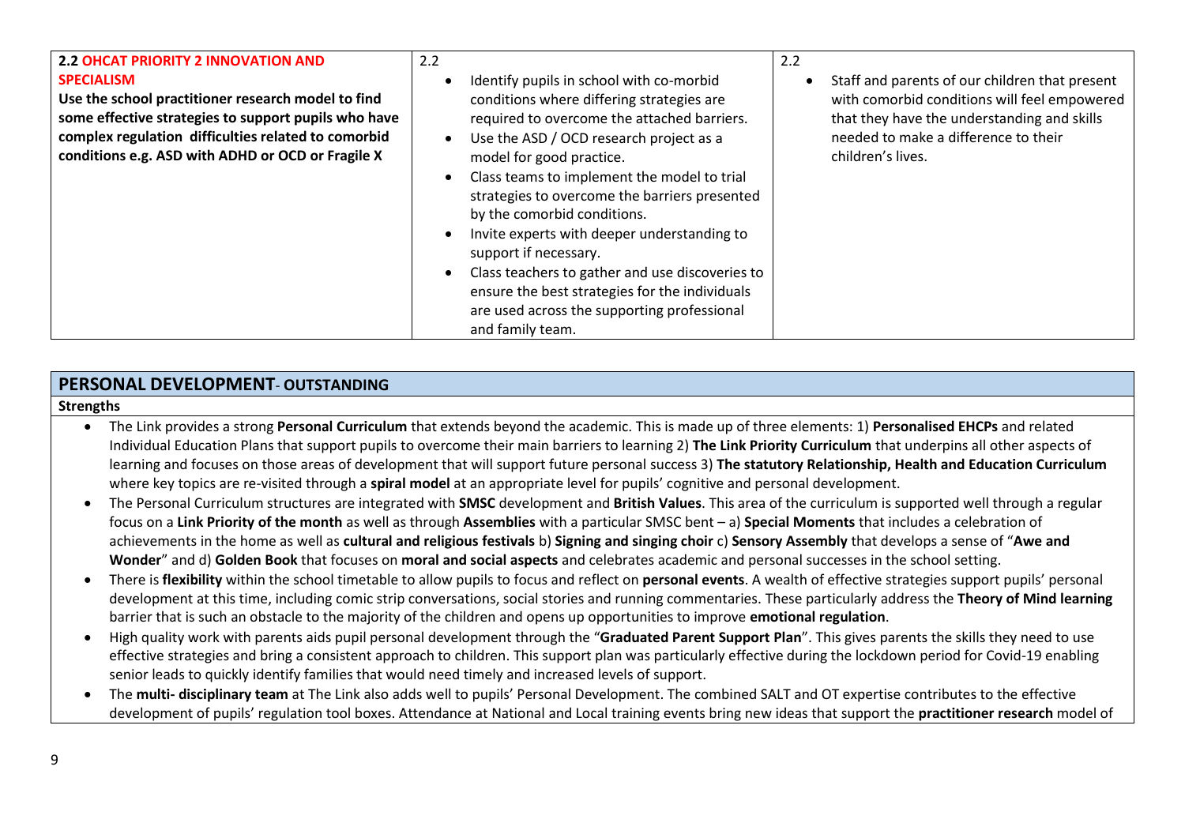| **2.2 OHCAT PRIORITY 2 INNOVATION AND SPECIALISM** **Use the school practitioner research model to find some effective strategies to support pupils who have complex regulation difficulties related to comorbid conditions e.g. ASD with ADHD or OCD or Fragile X** | 2.2 <br>• Identify pupils in school with co-morbid conditions where differing strategies are required to overcome the attached barriers.<br>• Use the ASD / OCD research project as a model for good practice.<br>• Class teams to implement the model to trial strategies to overcome the barriers presented by the comorbid conditions.<br>• Invite experts with deeper understanding to support if necessary.<br>• Class teachers to gather and use discoveries to ensure the best strategies for the individuals are used across the supporting professional and family team. | 2.2 <br>• Staff and parents of our children that present with comorbid conditions will feel empowered that they have the understanding and skills needed to make a difference to their children's lives. |
|---|---|---|

## PERSONAL DEVELOPMENT- OUTSTANDING

**Strengths**

- The Link provides a strong **Personal Curriculum** that extends beyond the academic. This is made up of three elements: 1) **Personalised EHCPs** and related Individual Education Plans that support pupils to overcome their main barriers to learning 2) **The Link Priority Curriculum** that underpins all other aspects of learning and focuses on those areas of development that will support future personal success 3) **The statutory Relationship, Health and Education Curriculum** where key topics are re-visited through a **spiral model** at an appropriate level for pupils' cognitive and personal development.
- The Personal Curriculum structures are integrated with **SMSC** development and **British Values**. This area of the curriculum is supported well through a regular focus on a **Link Priority of the month** as well as through **Assemblies** with a particular SMSC bent – a) **Special Moments** that includes a celebration of achievements in the home as well as **cultural and religious festivals** b) **Signing and singing choir** c) **Sensory Assembly** that develops a sense of "**Awe and Wonder**" and d) **Golden Book** that focuses on **moral and social aspects** and celebrates academic and personal successes in the school setting.
- There is **flexibility** within the school timetable to allow pupils to focus and reflect on **personal events**. A wealth of effective strategies support pupils' personal development at this time, including comic strip conversations, social stories and running commentaries. These particularly address the **Theory of Mind learning** barrier that is such an obstacle to the majority of the children and opens up opportunities to improve **emotional regulation**.
- High quality work with parents aids pupil personal development through the "**Graduated Parent Support Plan**". This gives parents the skills they need to use effective strategies and bring a consistent approach to children. This support plan was particularly effective during the lockdown period for Covid-19 enabling senior leads to quickly identify families that would need timely and increased levels of support.
- The **multi- disciplinary team** at The Link also adds well to pupils' Personal Development. The combined SALT and OT expertise contributes to the effective development of pupils' regulation tool boxes. Attendance at National and Local training events bring new ideas that support the **practitioner research** model of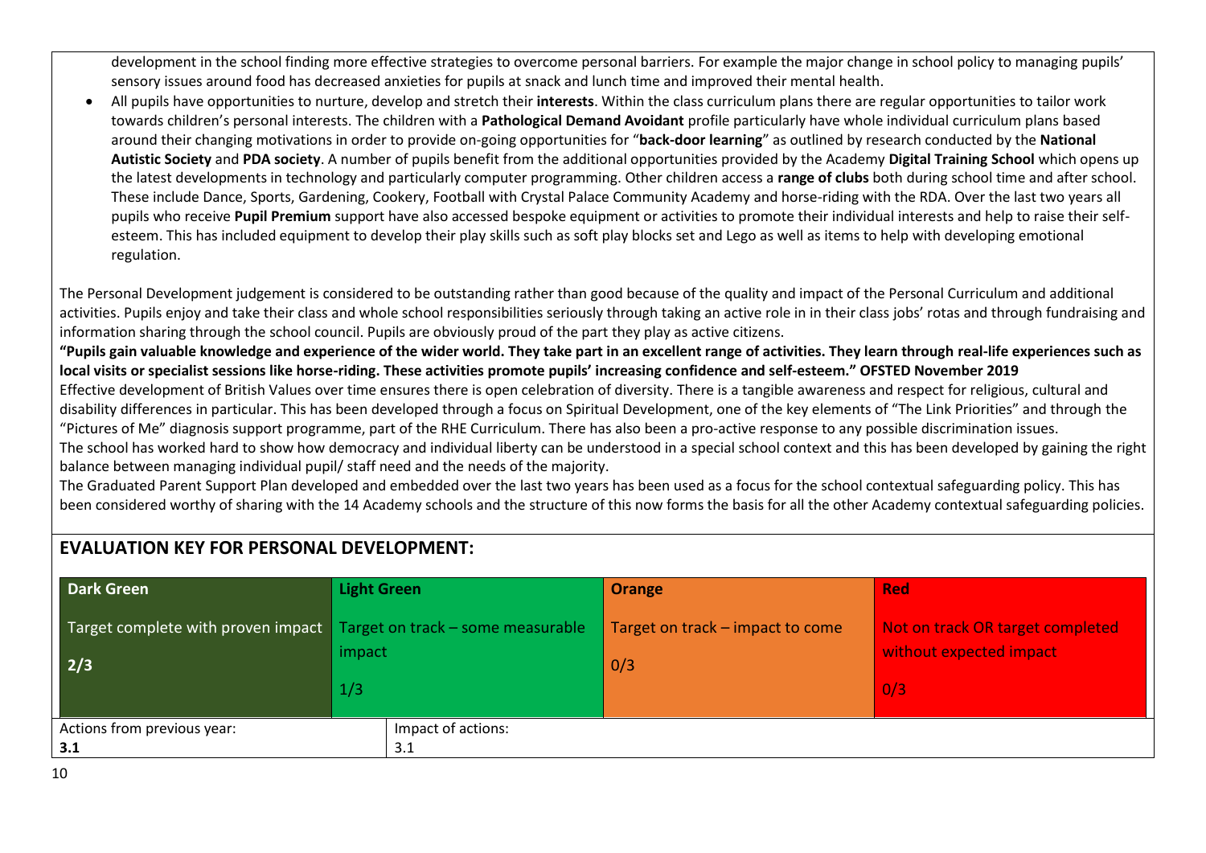development in the school finding more effective strategies to overcome personal barriers. For example the major change in school policy to managing pupils' sensory issues around food has decreased anxieties for pupils at snack and lunch time and improved their mental health.

- All pupils have opportunities to nurture, develop and stretch their **interests**. Within the class curriculum plans there are regular opportunities to tailor work towards children's personal interests. The children with a **Pathological Demand Avoidant** profile particularly have whole individual curriculum plans based around their changing motivations in order to provide on-going opportunities for "**back-door learning**" as outlined by research conducted by the **National Autistic Society** and **PDA society**. A number of pupils benefit from the additional opportunities provided by the Academy **Digital Training School** which opens up the latest developments in technology and particularly computer programming. Other children access a **range of clubs** both during school time and after school. These include Dance, Sports, Gardening, Cookery, Football with Crystal Palace Community Academy and horse-riding with the RDA. Over the last two years all pupils who receive **Pupil Premium** support have also accessed bespoke equipment or activities to promote their individual interests and help to raise their self-esteem. This has included equipment to develop their play skills such as soft play blocks set and Lego as well as items to help with developing emotional regulation.

The Personal Development judgement is considered to be outstanding rather than good because of the quality and impact of the Personal Curriculum and additional activities. Pupils enjoy and take their class and whole school responsibilities seriously through taking an active role in in their class jobs' rotas and through fundraising and information sharing through the school council. Pupils are obviously proud of the part they play as active citizens.

**"Pupils gain valuable knowledge and experience of the wider world. They take part in an excellent range of activities. They learn through real-life experiences such as local visits or specialist sessions like horse-riding. These activities promote pupils' increasing confidence and self-esteem." OFSTED November 2019**

Effective development of British Values over time ensures there is open celebration of diversity. There is a tangible awareness and respect for religious, cultural and disability differences in particular. This has been developed through a focus on Spiritual Development, one of the key elements of "The Link Priorities" and through the "Pictures of Me" diagnosis support programme, part of the RHE Curriculum. There has also been a pro-active response to any possible discrimination issues.

The school has worked hard to show how democracy and individual liberty can be understood in a special school context and this has been developed by gaining the right balance between managing individual pupil/ staff need and the needs of the majority.

The Graduated Parent Support Plan developed and embedded over the last two years has been used as a focus for the school contextual safeguarding policy. This has been considered worthy of sharing with the 14 Academy schools and the structure of this now forms the basis for all the other Academy contextual safeguarding policies.

## EVALUATION KEY FOR PERSONAL DEVELOPMENT:

| Dark Green | Light Green | Orange | Red |
|---|---|---|---|
| Target complete with proven impact **2/3** | Target on track – some measurable impact 1/3 | Target on track – impact to come 0/3 | Not on track OR target completed without expected impact 0/3 |

| Actions from previous year: | Impact of actions: |
|---|---|
| **3.1** | 3.1 |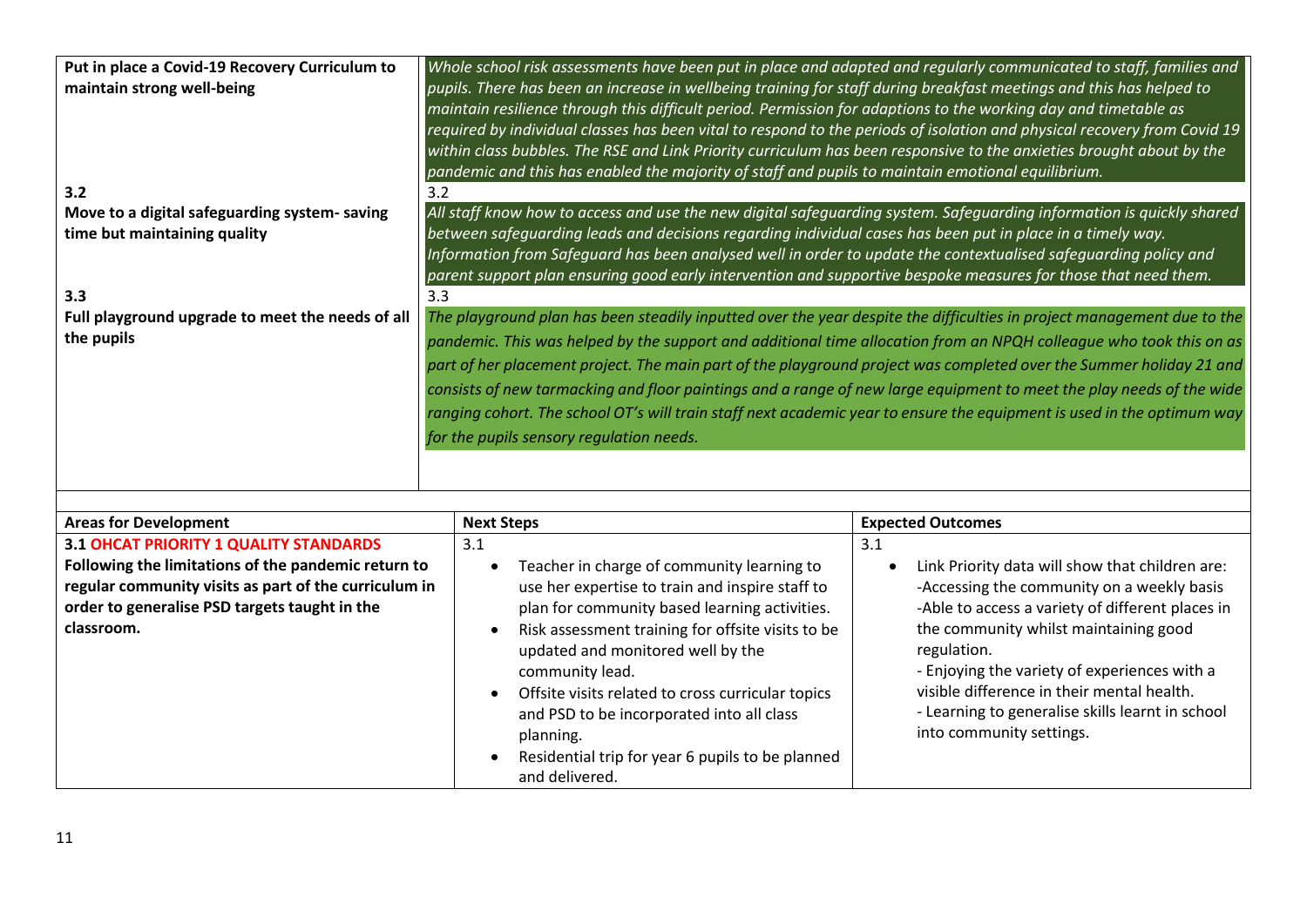| | |
|---|---|
| **Put in place a Covid-19 Recovery Curriculum to maintain strong well-being** | *Whole school risk assessments have been put in place and adapted and regularly communicated to staff, families and pupils. There has been an increase in wellbeing training for staff during breakfast meetings and this has helped to maintain resilience through this difficult period. Permission for adaptions to the working day and timetable as required by individual classes has been vital to respond to the periods of isolation and physical recovery from Covid 19 within class bubbles. The RSE and Link Priority curriculum has been responsive to the anxieties brought about by the pandemic and this has enabled the majority of staff and pupils to maintain emotional equilibrium.* |
| **3.2**<br>**Move to a digital safeguarding system- saving time but maintaining quality** | 3.2<br>*All staff know how to access and use the new digital safeguarding system. Safeguarding information is quickly shared between safeguarding leads and decisions regarding individual cases has been put in place in a timely way. Information from Safeguard has been analysed well in order to update the contextualised safeguarding policy and parent support plan ensuring good early intervention and supportive bespoke measures for those that need them.* |
| **3.3**<br>**Full playground upgrade to meet the needs of all the pupils** | 3.3<br>*The playground plan has been steadily inputted over the year despite the difficulties in project management due to the pandemic. This was helped by the support and additional time allocation from an NPQH colleague who took this on as part of her placement project. The main part of the playground project was completed over the Summer holiday 21 and consists of new tarmacking and floor paintings and a range of new large equipment to meet the play needs of the wide ranging cohort. The school OT's will train staff next academic year to ensure the equipment is used in the optimum way for the pupils sensory regulation needs.* |

| **Areas for Development** | **Next Steps** | **Expected Outcomes** |
|---|---|---|
| **3.1 OHCAT PRIORITY 1 QUALITY STANDARDS**<br>**Following the limitations of the pandemic return to regular community visits as part of the curriculum in order to generalise PSD targets taught in the classroom.** | 3.1<br>• Teacher in charge of community learning to use her expertise to train and inspire staff to plan for community based learning activities.<br>• Risk assessment training for offsite visits to be updated and monitored well by the community lead.<br>• Offsite visits related to cross curricular topics and PSD to be incorporated into all class planning.<br>• Residential trip for year 6 pupils to be planned and delivered. | 3.1<br>• Link Priority data will show that children are:<br>-Accessing the community on a weekly basis<br>-Able to access a variety of different places in the community whilst maintaining good regulation.<br>- Enjoying the variety of experiences with a visible difference in their mental health.<br>- Learning to generalise skills learnt in school into community settings. |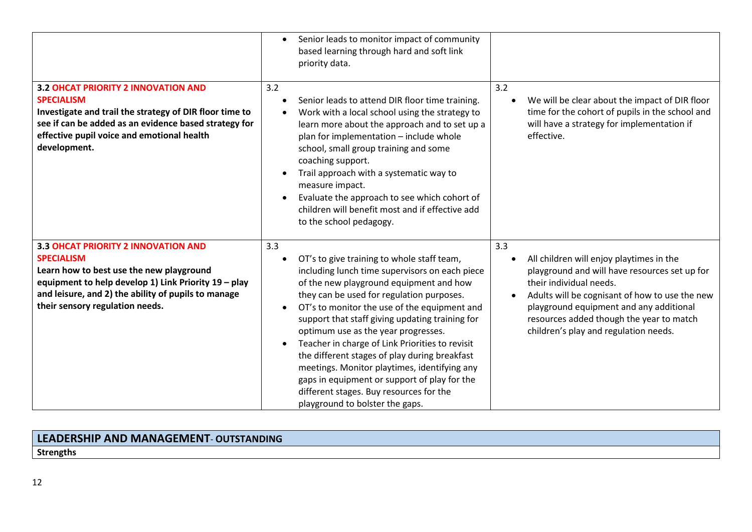| | | |
|---|---|---|
| | • Senior leads to monitor impact of community based learning through hard and soft link priority data. | |
| **3.2 OHCAT PRIORITY 2 INNOVATION AND SPECIALISM** **Investigate and trail the strategy of DIR floor time to see if can be added as an evidence based strategy for effective pupil voice and emotional health development.** | 3.2 • Senior leads to attend DIR floor time training. • Work with a local school using the strategy to learn more about the approach and to set up a plan for implementation – include whole school, small group training and some coaching support. • Trail approach with a systematic way to measure impact. • Evaluate the approach to see which cohort of children will benefit most and if effective add to the school pedagogy. | 3.2 • We will be clear about the impact of DIR floor time for the cohort of pupils in the school and will have a strategy for implementation if effective. |
| **3.3 OHCAT PRIORITY 2 INNOVATION AND SPECIALISM** **Learn how to best use the new playground equipment to help develop 1) Link Priority 19 – play and leisure, and 2) the ability of pupils to manage their sensory regulation needs.** | 3.3 • OT's to give training to whole staff team, including lunch time supervisors on each piece of the new playground equipment and how they can be used for regulation purposes. • OT's to monitor the use of the equipment and support that staff giving updating training for optimum use as the year progresses. • Teacher in charge of Link Priorities to revisit the different stages of play during breakfast meetings. Monitor playtimes, identifying any gaps in equipment or support of play for the different stages. Buy resources for the playground to bolster the gaps. | 3.3 • All children will enjoy playtimes in the playground and will have resources set up for their individual needs. • Adults will be cognisant of how to use the new playground equipment and any additional resources added though the year to match children's play and regulation needs. |

## LEADERSHIP AND MANAGEMENT- OUTSTANDING

**Strengths**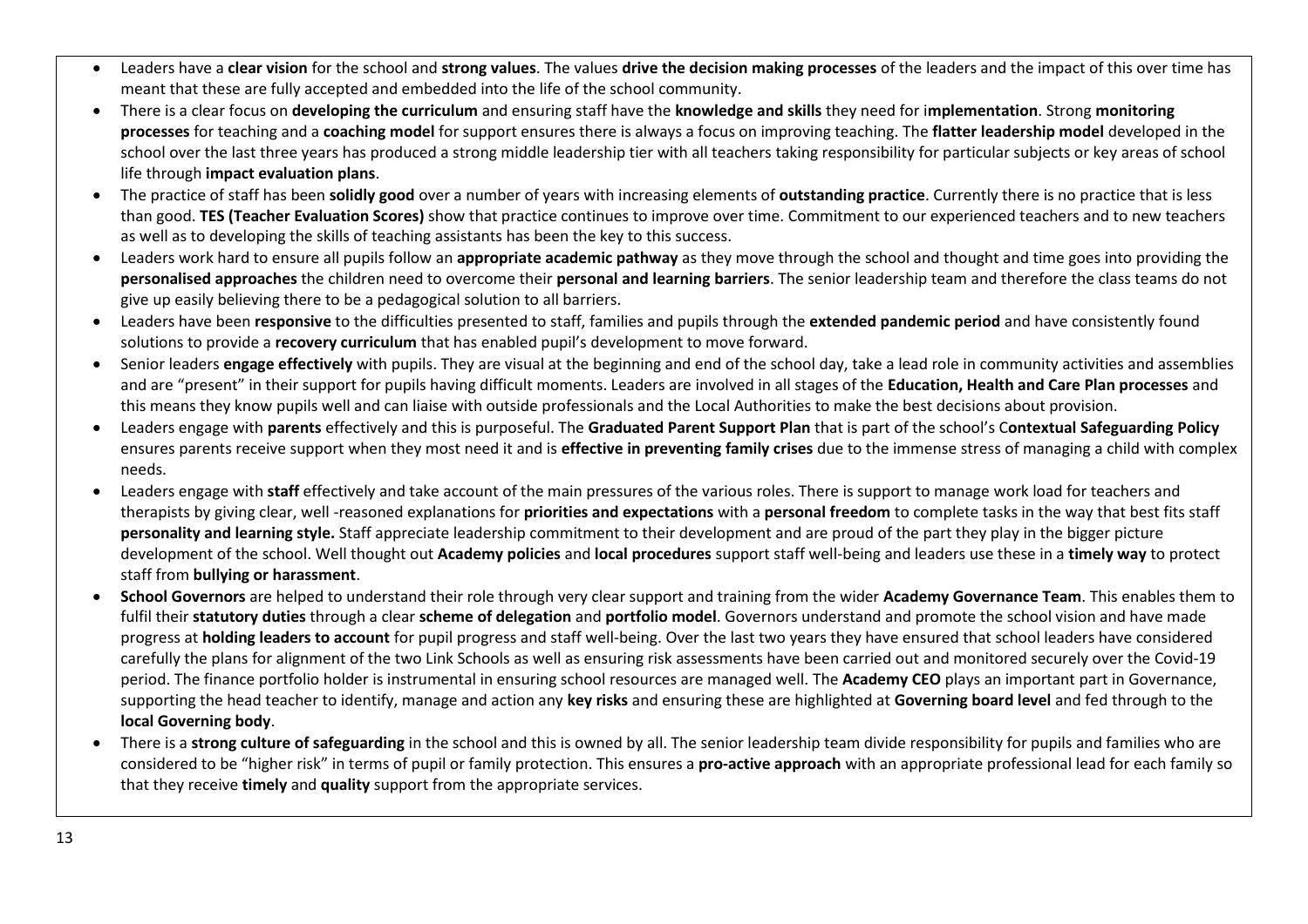- Leaders have a **clear vision** for the school and **strong values**. The values **drive the decision making processes** of the leaders and the impact of this over time has meant that these are fully accepted and embedded into the life of the school community.
- There is a clear focus on **developing the curriculum** and ensuring staff have the **knowledge and skills** they need for i**mplementation**. Strong **monitoring processes** for teaching and a **coaching model** for support ensures there is always a focus on improving teaching. The **flatter leadership model** developed in the school over the last three years has produced a strong middle leadership tier with all teachers taking responsibility for particular subjects or key areas of school life through **impact evaluation plans**.
- The practice of staff has been **solidly good** over a number of years with increasing elements of **outstanding practice**. Currently there is no practice that is less than good. **TES (Teacher Evaluation Scores)** show that practice continues to improve over time. Commitment to our experienced teachers and to new teachers as well as to developing the skills of teaching assistants has been the key to this success.
- Leaders work hard to ensure all pupils follow an **appropriate academic pathway** as they move through the school and thought and time goes into providing the **personalised approaches** the children need to overcome their **personal and learning barriers**. The senior leadership team and therefore the class teams do not give up easily believing there to be a pedagogical solution to all barriers.
- Leaders have been **responsive** to the difficulties presented to staff, families and pupils through the **extended pandemic period** and have consistently found solutions to provide a **recovery curriculum** that has enabled pupil's development to move forward.
- Senior leaders **engage effectively** with pupils. They are visual at the beginning and end of the school day, take a lead role in community activities and assemblies and are "present" in their support for pupils having difficult moments. Leaders are involved in all stages of the **Education, Health and Care Plan processes** and this means they know pupils well and can liaise with outside professionals and the Local Authorities to make the best decisions about provision.
- Leaders engage with **parents** effectively and this is purposeful. The **Graduated Parent Support Plan** that is part of the school's C**ontextual Safeguarding Policy** ensures parents receive support when they most need it and is **effective in preventing family crises** due to the immense stress of managing a child with complex needs.
- Leaders engage with **staff** effectively and take account of the main pressures of the various roles. There is support to manage work load for teachers and therapists by giving clear, well -reasoned explanations for **priorities and expectations** with a **personal freedom** to complete tasks in the way that best fits staff **personality and learning style.** Staff appreciate leadership commitment to their development and are proud of the part they play in the bigger picture development of the school. Well thought out **Academy policies** and **local procedures** support staff well-being and leaders use these in a **timely way** to protect staff from **bullying or harassment**.
- **School Governors** are helped to understand their role through very clear support and training from the wider **Academy Governance Team**. This enables them to fulfil their **statutory duties** through a clear **scheme of delegation** and **portfolio model**. Governors understand and promote the school vision and have made progress at **holding leaders to account** for pupil progress and staff well-being. Over the last two years they have ensured that school leaders have considered carefully the plans for alignment of the two Link Schools as well as ensuring risk assessments have been carried out and monitored securely over the Covid-19 period. The finance portfolio holder is instrumental in ensuring school resources are managed well. The **Academy CEO** plays an important part in Governance, supporting the head teacher to identify, manage and action any **key risks** and ensuring these are highlighted at **Governing board level** and fed through to the **local Governing body**.
- There is a **strong culture of safeguarding** in the school and this is owned by all. The senior leadership team divide responsibility for pupils and families who are considered to be "higher risk" in terms of pupil or family protection. This ensures a **pro-active approach** with an appropriate professional lead for each family so that they receive **timely** and **quality** support from the appropriate services.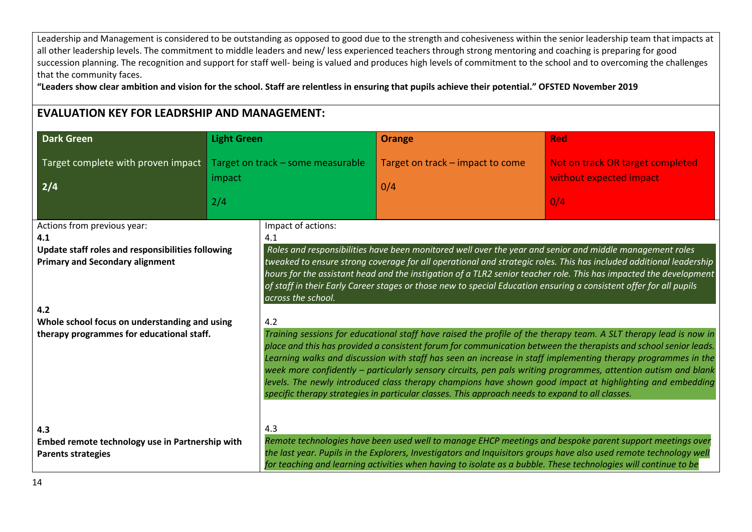Leadership and Management is considered to be outstanding as opposed to good due to the strength and cohesiveness within the senior leadership team that impacts at all other leadership levels. The commitment to middle leaders and new/ less experienced teachers through strong mentoring and coaching is preparing for good succession planning. The recognition and support for staff well- being is valued and produces high levels of commitment to the school and to overcoming the challenges that the community faces.

**"Leaders show clear ambition and vision for the school. Staff are relentless in ensuring that pupils achieve their potential." OFSTED November 2019**

## EVALUATION KEY FOR LEADRSHIP AND MANAGEMENT:

| Dark Green | Light Green | Orange | Red |
|---|---|---|---|
| Target complete with proven impact 2/4 | Target on track – some measurable impact 2/4 | Target on track – impact to come 0/4 | Not on track OR target completed without expected impact 0/4 |

| Actions from previous year: | Impact of actions: |
|---|---|
| **4.1** **Update staff roles and responsibilities following Primary and Secondary alignment** | 4.1 *Roles and responsibilities have been monitored well over the year and senior and middle management roles tweaked to ensure strong coverage for all operational and strategic roles. This has included additional leadership hours for the assistant head and the instigation of a TLR2 senior teacher role. This has impacted the development of staff in their Early Career stages or those new to special Education ensuring a consistent offer for all pupils across the school.* |
| **4.2** **Whole school focus on understanding and using therapy programmes for educational staff.** | 4.2 *Training sessions for educational staff have raised the profile of the therapy team. A SLT therapy lead is now in place and this has provided a consistent forum for communication between the therapists and school senior leads. Learning walks and discussion with staff has seen an increase in staff implementing therapy programmes in the week more confidently – particularly sensory circuits, pen pals writing programmes, attention autism and blank levels. The newly introduced class therapy champions have shown good impact at highlighting and embedding specific therapy strategies in particular classes. This approach needs to expand to all classes.* |
| **4.3** **Embed remote technology use in Partnership with Parents strategies** | 4.3 *Remote technologies have been used well to manage EHCP meetings and bespoke parent support meetings over the last year. Pupils in the Explorers, Investigators and Inquisitors groups have also used remote technology well for teaching and learning activities when having to isolate as a bubble. These technologies will continue to be* |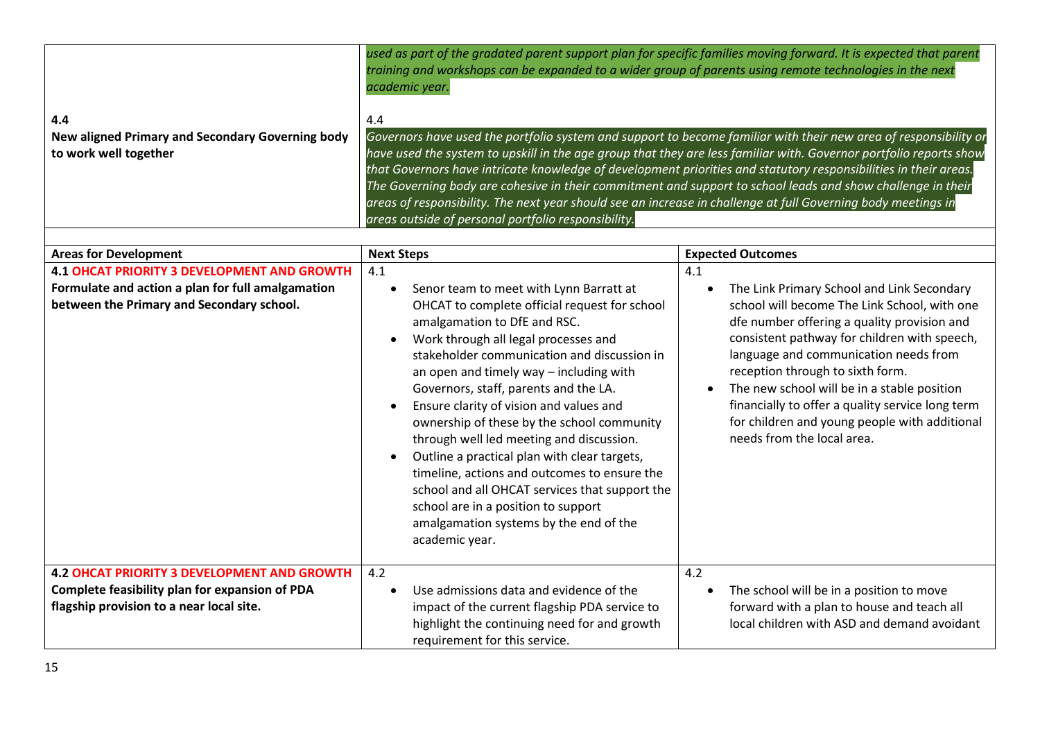| | |
|---|---|
| | *used as part of the gradated parent support plan for specific families moving forward. It is expected that parent training and workshops can be expanded to a wider group of parents using remote technologies in the next academic year.* |
| **4.4**<br>**New aligned Primary and Secondary Governing body to work well together** | 4.4<br>*Governors have used the portfolio system and support to become familiar with their new area of responsibility or have used the system to upskill in the age group that they are less familiar with. Governor portfolio reports show that Governors have intricate knowledge of development priorities and statutory responsibilities in their areas. The Governing body are cohesive in their commitment and support to school leads and show challenge in their areas of responsibility. The next year should see an increase in challenge at full Governing body meetings in areas outside of personal portfolio responsibility.* |

| Areas for Development | Next Steps | Expected Outcomes |
|---|---|---|
| **4.1 OHCAT PRIORITY 3 DEVELOPMENT AND GROWTH**<br>**Formulate and action a plan for full amalgamation between the Primary and Secondary school.** | 4.1<br>• Senor team to meet with Lynn Barratt at OHCAT to complete official request for school amalgamation to DfE and RSC.<br>• Work through all legal processes and stakeholder communication and discussion in an open and timely way – including with Governors, staff, parents and the LA.<br>• Ensure clarity of vision and values and ownership of these by the school community through well led meeting and discussion.<br>• Outline a practical plan with clear targets, timeline, actions and outcomes to ensure the school and all OHCAT services that support the school are in a position to support amalgamation systems by the end of the academic year. | 4.1<br>• The Link Primary School and Link Secondary school will become The Link School, with one dfe number offering a quality provision and consistent pathway for children with speech, language and communication needs from reception through to sixth form.<br>• The new school will be in a stable position financially to offer a quality service long term for children and young people with additional needs from the local area. |
| **4.2 OHCAT PRIORITY 3 DEVELOPMENT AND GROWTH**<br>**Complete feasibility plan for expansion of PDA flagship provision to a near local site.** | 4.2<br>• Use admissions data and evidence of the impact of the current flagship PDA service to highlight the continuing need for and growth requirement for this service. | 4.2<br>• The school will be in a position to move forward with a plan to house and teach all local children with ASD and demand avoidant |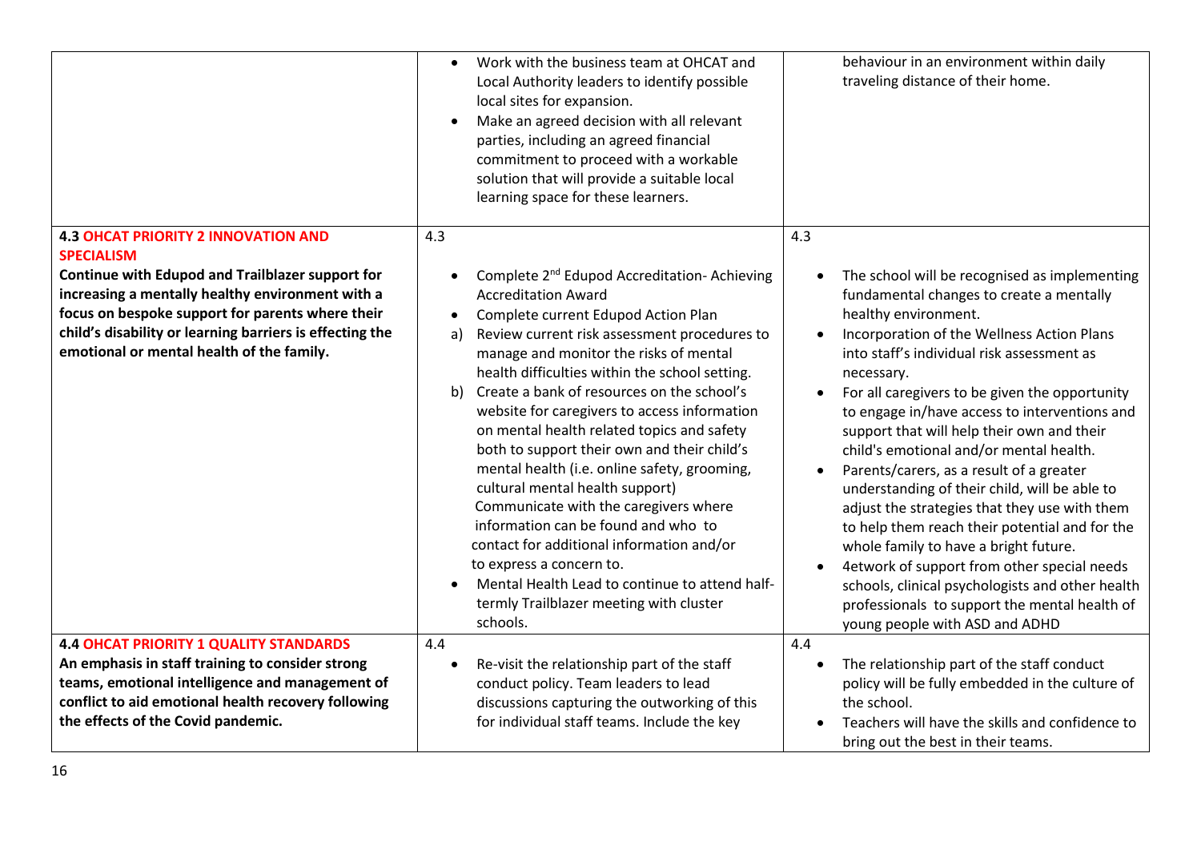| | | |
|---|---|---|
| | • Work with the business team at OHCAT and Local Authority leaders to identify possible local sites for expansion.<br>• Make an agreed decision with all relevant parties, including an agreed financial commitment to proceed with a workable solution that will provide a suitable local learning space for these learners. | behaviour in an environment within daily traveling distance of their home. |
| **4.3 OHCAT PRIORITY 2 INNOVATION AND SPECIALISM**<br>**Continue with Edupod and Trailblazer support for increasing a mentally healthy environment with a focus on bespoke support for parents where their child's disability or learning barriers is effecting the emotional or mental health of the family.** | 4.3<br>• Complete 2nd Edupod Accreditation- Achieving Accreditation Award<br>• Complete current Edupod Action Plan<br>a) Review current risk assessment procedures to manage and monitor the risks of mental health difficulties within the school setting.<br>b) Create a bank of resources on the school's website for caregivers to access information on mental health related topics and safety both to support their own and their child's mental health (i.e. online safety, grooming, cultural mental health support) Communicate with the caregivers where information can be found and who to contact for additional information and/or to express a concern to.<br>• Mental Health Lead to continue to attend half-termly Trailblazer meeting with cluster schools. | 4.3<br>• The school will be recognised as implementing fundamental changes to create a mentally healthy environment.<br>• Incorporation of the Wellness Action Plans into staff's individual risk assessment as necessary.<br>• For all caregivers to be given the opportunity to engage in/have access to interventions and support that will help their own and their child's emotional and/or mental health.<br>• Parents/carers, as a result of a greater understanding of their child, will be able to adjust the strategies that they use with them to help them reach their potential and for the whole family to have a bright future.<br>• 4etwork of support from other special needs schools, clinical psychologists and other health professionals to support the mental health of young people with ASD and ADHD |
| **4.4 OHCAT PRIORITY 1 QUALITY STANDARDS**<br>**An emphasis in staff training to consider strong teams, emotional intelligence and management of conflict to aid emotional health recovery following the effects of the Covid pandemic.** | 4.4<br>• Re-visit the relationship part of the staff conduct policy. Team leaders to lead discussions capturing the outworking of this for individual staff teams. Include the key | 4.4<br>• The relationship part of the staff conduct policy will be fully embedded in the culture of the school.<br>• Teachers will have the skills and confidence to bring out the best in their teams. |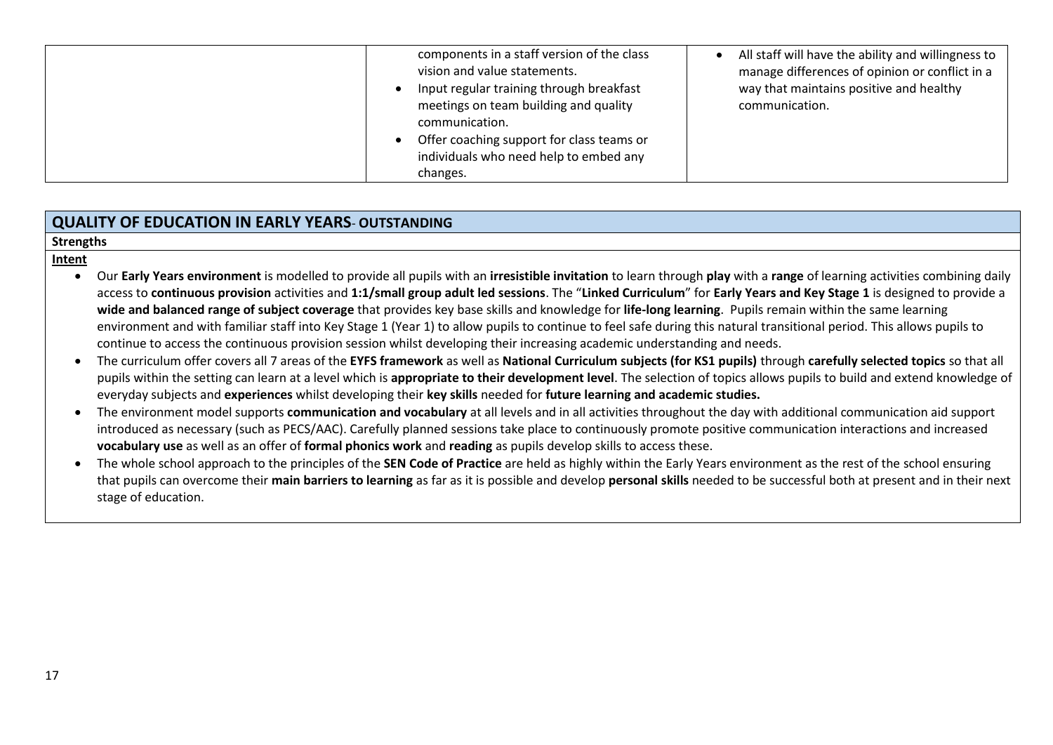|  |  |  |
|---|---|---|
|  | components in a staff version of the class vision and value statements.<br>• Input regular training through breakfast meetings on team building and quality communication.<br>• Offer coaching support for class teams or individuals who need help to embed any changes. | • All staff will have the ability and willingness to manage differences of opinion or conflict in a way that maintains positive and healthy communication. |

## QUALITY OF EDUCATION IN EARLY YEARS- OUTSTANDING

**Strengths**

**Intent**

- Our **Early Years environment** is modelled to provide all pupils with an **irresistible invitation** to learn through **play** with a **range** of learning activities combining daily access to **continuous provision** activities and **1:1/small group adult led sessions**. The "**Linked Curriculum**" for **Early Years and Key Stage 1** is designed to provide a **wide and balanced range of subject coverage** that provides key base skills and knowledge for **life-long learning**. Pupils remain within the same learning environment and with familiar staff into Key Stage 1 (Year 1) to allow pupils to continue to feel safe during this natural transitional period. This allows pupils to continue to access the continuous provision session whilst developing their increasing academic understanding and needs.
- The curriculum offer covers all 7 areas of the **EYFS framework** as well as **National Curriculum subjects (for KS1 pupils)** through **carefully selected topics** so that all pupils within the setting can learn at a level which is **appropriate to their development level**. The selection of topics allows pupils to build and extend knowledge of everyday subjects and **experiences** whilst developing their **key skills** needed for **future learning and academic studies.**
- The environment model supports **communication and vocabulary** at all levels and in all activities throughout the day with additional communication aid support introduced as necessary (such as PECS/AAC). Carefully planned sessions take place to continuously promote positive communication interactions and increased **vocabulary use** as well as an offer of **formal phonics work** and **reading** as pupils develop skills to access these.
- The whole school approach to the principles of the **SEN Code of Practice** are held as highly within the Early Years environment as the rest of the school ensuring that pupils can overcome their **main barriers to learning** as far as it is possible and develop **personal skills** needed to be successful both at present and in their next stage of education.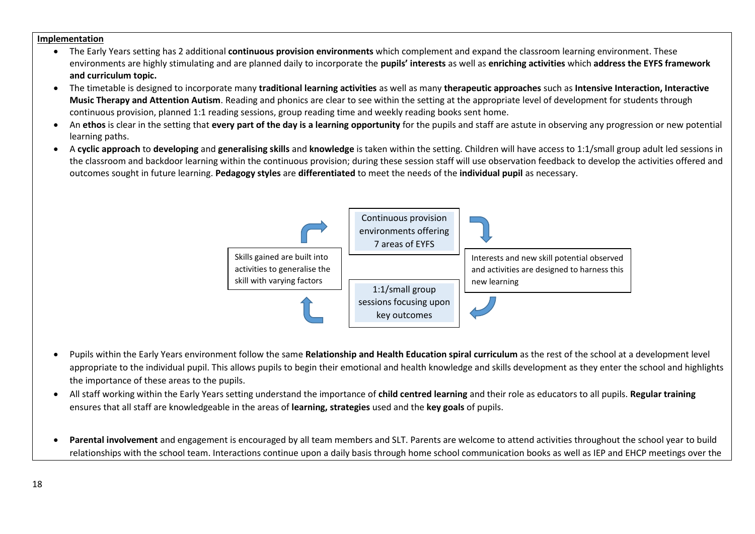**Implementation**

- The Early Years setting has 2 additional **continuous provision environments** which complement and expand the classroom learning environment. These environments are highly stimulating and are planned daily to incorporate the **pupils' interests** as well as **enriching activities** which **address the EYFS framework and curriculum topic.**
- The timetable is designed to incorporate many **traditional learning activities** as well as many **therapeutic approaches** such as **Intensive Interaction, Interactive Music Therapy and Attention Autism**. Reading and phonics are clear to see within the setting at the appropriate level of development for students through continuous provision, planned 1:1 reading sessions, group reading time and weekly reading books sent home.
- An **ethos** is clear in the setting that **every part of the day is a learning opportunity** for the pupils and staff are astute in observing any progression or new potential learning paths.
- A **cyclic approach** to **developing** and **generalising skills** and **knowledge** is taken within the setting. Children will have access to 1:1/small group adult led sessions in the classroom and backdoor learning within the continuous provision; during these session staff will use observation feedback to develop the activities offered and outcomes sought in future learning. **Pedagogy styles** are **differentiated** to meet the needs of the **individual pupil** as necessary.

Continuous provision environments offering 7 areas of EYFS → Interests and new skill potential observed and activities are designed to harness this new learning → 1:1/small group sessions focusing upon key outcomes → Skills gained are built into activities to generalise the skill with varying factors → (back to Continuous provision environments offering 7 areas of EYFS)

- Pupils within the Early Years environment follow the same **Relationship and Health Education spiral curriculum** as the rest of the school at a development level appropriate to the individual pupil. This allows pupils to begin their emotional and health knowledge and skills development as they enter the school and highlights the importance of these areas to the pupils.
- All staff working within the Early Years setting understand the importance of **child centred learning** and their role as educators to all pupils. **Regular training** ensures that all staff are knowledgeable in the areas of **learning, strategies** used and the **key goals** of pupils.

- **Parental involvement** and engagement is encouraged by all team members and SLT. Parents are welcome to attend activities throughout the school year to build relationships with the school team. Interactions continue upon a daily basis through home school communication books as well as IEP and EHCP meetings over the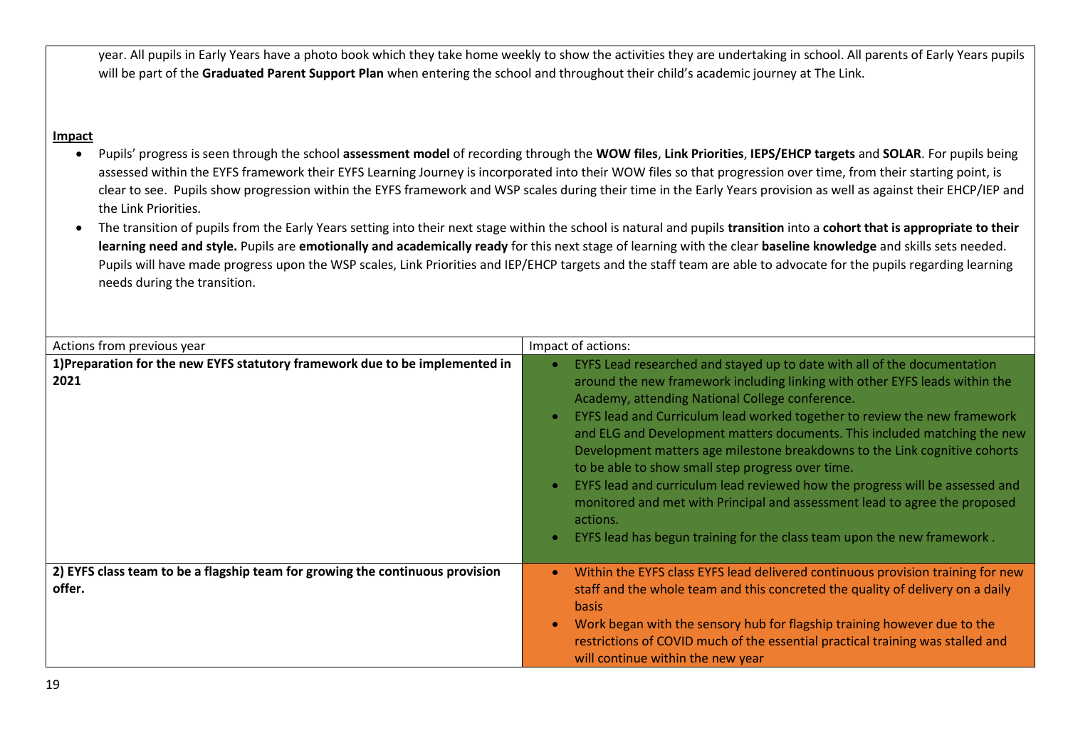year. All pupils in Early Years have a photo book which they take home weekly to show the activities they are undertaking in school. All parents of Early Years pupils will be part of the **Graduated Parent Support Plan** when entering the school and throughout their child's academic journey at The Link.

**Impact**

- Pupils' progress is seen through the school **assessment model** of recording through the **WOW files**, **Link Priorities**, **IEPS/EHCP targets** and **SOLAR**. For pupils being assessed within the EYFS framework their EYFS Learning Journey is incorporated into their WOW files so that progression over time, from their starting point, is clear to see. Pupils show progression within the EYFS framework and WSP scales during their time in the Early Years provision as well as against their EHCP/IEP and the Link Priorities.
- The transition of pupils from the Early Years setting into their next stage within the school is natural and pupils **transition** into a **cohort that is appropriate to their learning need and style.** Pupils are **emotionally and academically ready** for this next stage of learning with the clear **baseline knowledge** and skills sets needed. Pupils will have made progress upon the WSP scales, Link Priorities and IEP/EHCP targets and the staff team are able to advocate for the pupils regarding learning needs during the transition.

| Actions from previous year | Impact of actions: |
|---|---|
| **1)Preparation for the new EYFS statutory framework due to be implemented in 2021** | • EYFS Lead researched and stayed up to date with all of the documentation around the new framework including linking with other EYFS leads within the Academy, attending National College conference.<br>• EYFS lead and Curriculum lead worked together to review the new framework and ELG and Development matters documents. This included matching the new Development matters age milestone breakdowns to the Link cognitive cohorts to be able to show small step progress over time.<br>• EYFS lead and curriculum lead reviewed how the progress will be assessed and monitored and met with Principal and assessment lead to agree the proposed actions.<br>• EYFS lead has begun training for the class team upon the new framework . |
| **2) EYFS class team to be a flagship team for growing the continuous provision offer.** | • Within the EYFS class EYFS lead delivered continuous provision training for new staff and the whole team and this concreted the quality of delivery on a daily basis<br>• Work began with the sensory hub for flagship training however due to the restrictions of COVID much of the essential practical training was stalled and will continue within the new year |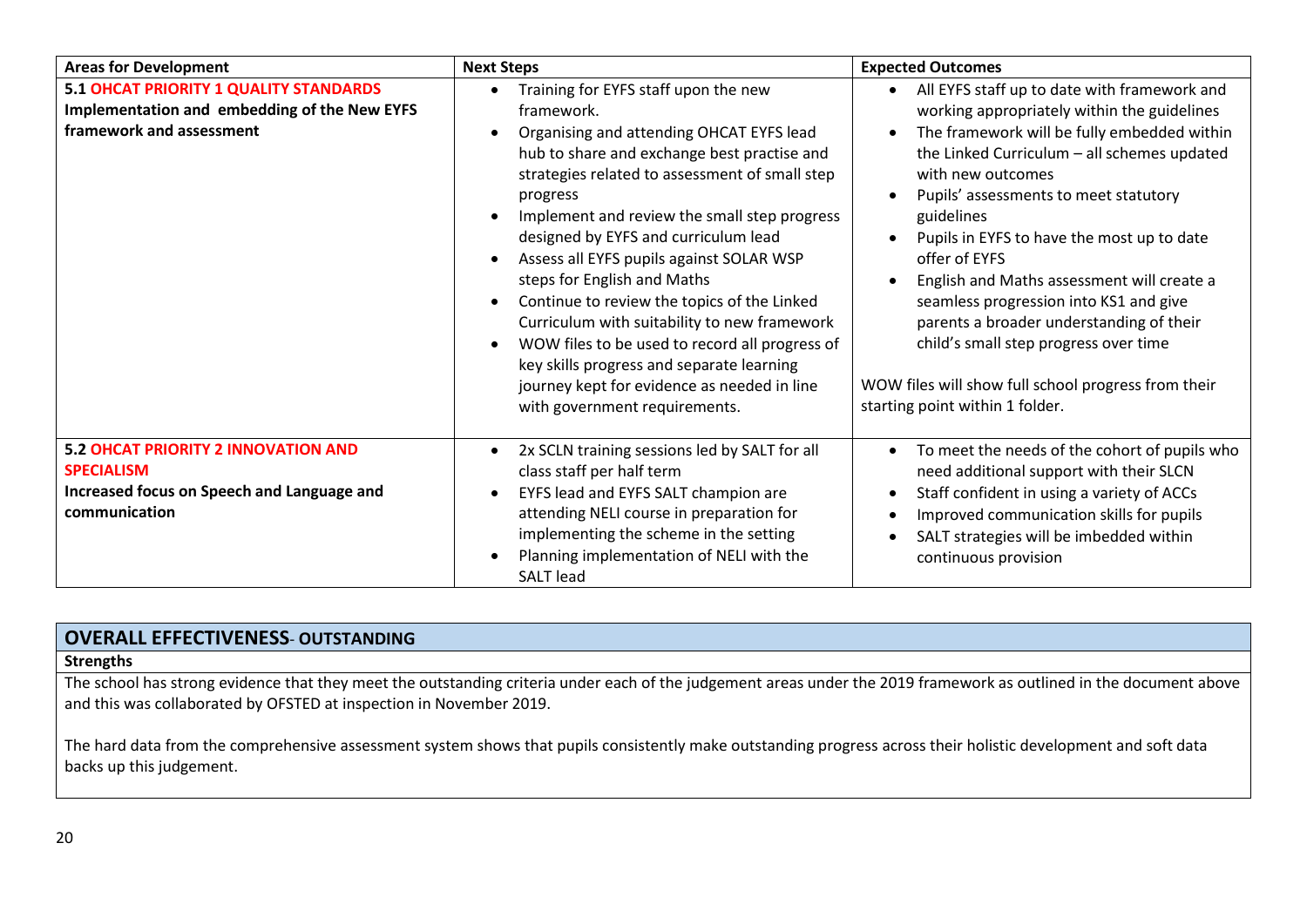| Areas for Development | Next Steps | Expected Outcomes |
|---|---|---|
| **5.1 OHCAT PRIORITY 1 QUALITY STANDARDS** **Implementation and embedding of the New EYFS framework and assessment** | • Training for EYFS staff upon the new framework.<br>• Organising and attending OHCAT EYFS lead hub to share and exchange best practise and strategies related to assessment of small step progress<br>• Implement and review the small step progress designed by EYFS and curriculum lead<br>• Assess all EYFS pupils against SOLAR WSP steps for English and Maths<br>• Continue to review the topics of the Linked Curriculum with suitability to new framework<br>• WOW files to be used to record all progress of key skills progress and separate learning journey kept for evidence as needed in line with government requirements. | • All EYFS staff up to date with framework and working appropriately within the guidelines<br>• The framework will be fully embedded within the Linked Curriculum – all schemes updated with new outcomes<br>• Pupils' assessments to meet statutory guidelines<br>• Pupils in EYFS to have the most up to date offer of EYFS<br>• English and Maths assessment will create a seamless progression into KS1 and give parents a broader understanding of their child's small step progress over time<br><br>WOW files will show full school progress from their starting point within 1 folder. |
| **5.2 OHCAT PRIORITY 2 INNOVATION AND SPECIALISM** **Increased focus on Speech and Language and communication** | • 2x SCLN training sessions led by SALT for all class staff per half term<br>• EYFS lead and EYFS SALT champion are attending NELI course in preparation for implementing the scheme in the setting<br>• Planning implementation of NELI with the SALT lead | • To meet the needs of the cohort of pupils who need additional support with their SLCN<br>• Staff confident in using a variety of ACCs<br>• Improved communication skills for pupils<br>• SALT strategies will be imbedded within continuous provision |

## OVERALL EFFECTIVENESS- OUTSTANDING

**Strengths**

The school has strong evidence that they meet the outstanding criteria under each of the judgement areas under the 2019 framework as outlined in the document above and this was collaborated by OFSTED at inspection in November 2019.

The hard data from the comprehensive assessment system shows that pupils consistently make outstanding progress across their holistic development and soft data backs up this judgement.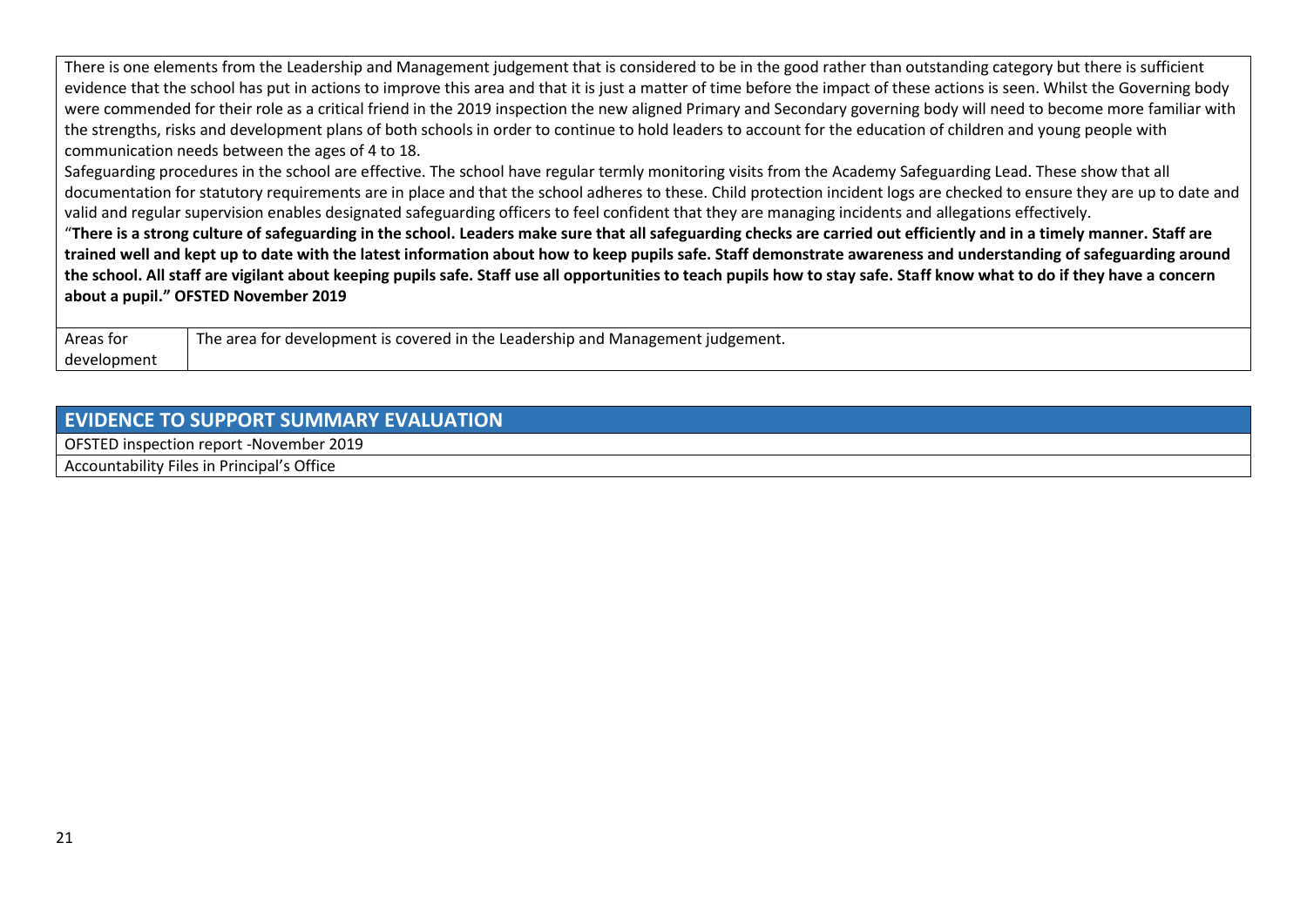There is one elements from the Leadership and Management judgement that is considered to be in the good rather than outstanding category but there is sufficient evidence that the school has put in actions to improve this area and that it is just a matter of time before the impact of these actions is seen. Whilst the Governing body were commended for their role as a critical friend in the 2019 inspection the new aligned Primary and Secondary governing body will need to become more familiar with the strengths, risks and development plans of both schools in order to continue to hold leaders to account for the education of children and young people with communication needs between the ages of 4 to 18.

Safeguarding procedures in the school are effective. The school have regular termly monitoring visits from the Academy Safeguarding Lead. These show that all documentation for statutory requirements are in place and that the school adheres to these. Child protection incident logs are checked to ensure they are up to date and valid and regular supervision enables designated safeguarding officers to feel confident that they are managing incidents and allegations effectively.

"**There is a strong culture of safeguarding in the school. Leaders make sure that all safeguarding checks are carried out efficiently and in a timely manner. Staff are trained well and kept up to date with the latest information about how to keep pupils safe. Staff demonstrate awareness and understanding of safeguarding around the school. All staff are vigilant about keeping pupils safe. Staff use all opportunities to teach pupils how to stay safe. Staff know what to do if they have a concern about a pupil." OFSTED November 2019**

| | |
|---|---|
| Areas for development | The area for development is covered in the Leadership and Management judgement. |

## EVIDENCE TO SUPPORT SUMMARY EVALUATION

OFSTED inspection report -November 2019

Accountability Files in Principal's Office